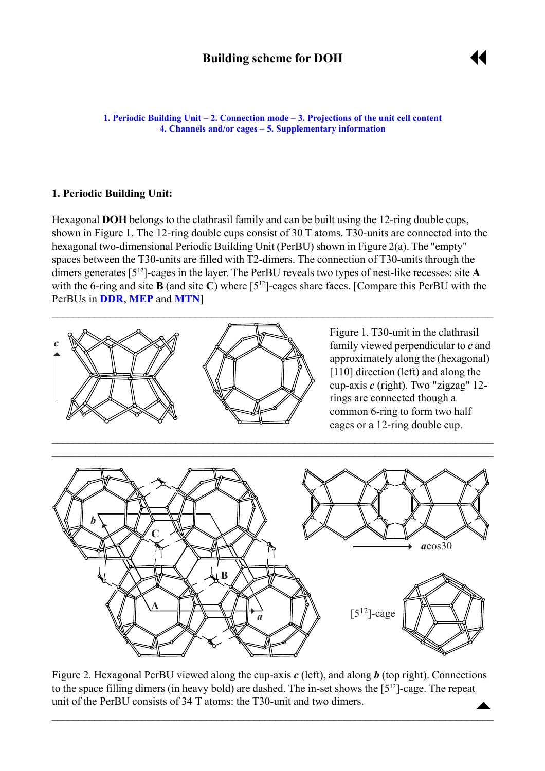# Building scheme for DOH

1. Periodic Building Unit – 2. Connection mode – 3. Projections of the unit cell content
4. Channels and/or cages – 5. Supplementary information

## 1. Periodic Building Unit:

Hexagonal **DOH** belongs to the clathrasil family and can be built using the 12-ring double cups, shown in Figure 1. The 12-ring double cups consist of 30 T atoms. T30-units are connected into the hexagonal two-dimensional Periodic Building Unit (PerBU) shown in Figure 2(a). The "empty" spaces between the T30-units are filled with T2-dimers. The connection of T30-units through the dimers generates [$5^{12}$]-cages in the layer. The PerBU reveals two types of nest-like recesses: site **A** with the 6-ring and site **B** (and site **C**) where [$5^{12}$]-cages share faces. [Compare this PerBU with the PerBUs in **DDR**, **MEP** and **MTN**]

Figure 1. T30-unit in the clathrasil family viewed perpendicular to ***c*** and approximately along the (hexagonal) [110] direction (left) and along the cup-axis ***c*** (right). Two "zigzag" 12-rings are connected though a common 6-ring to form two half cages or a 12-ring double cup.

Figure 2. Hexagonal PerBU viewed along the cup-axis ***c*** (left), and along ***b*** (top right). Connections to the space filling dimers (in heavy bold) are dashed. The in-set shows the [$5^{12}$]-cage. The repeat unit of the PerBU consists of 34 T atoms: the T30-unit and two dimers.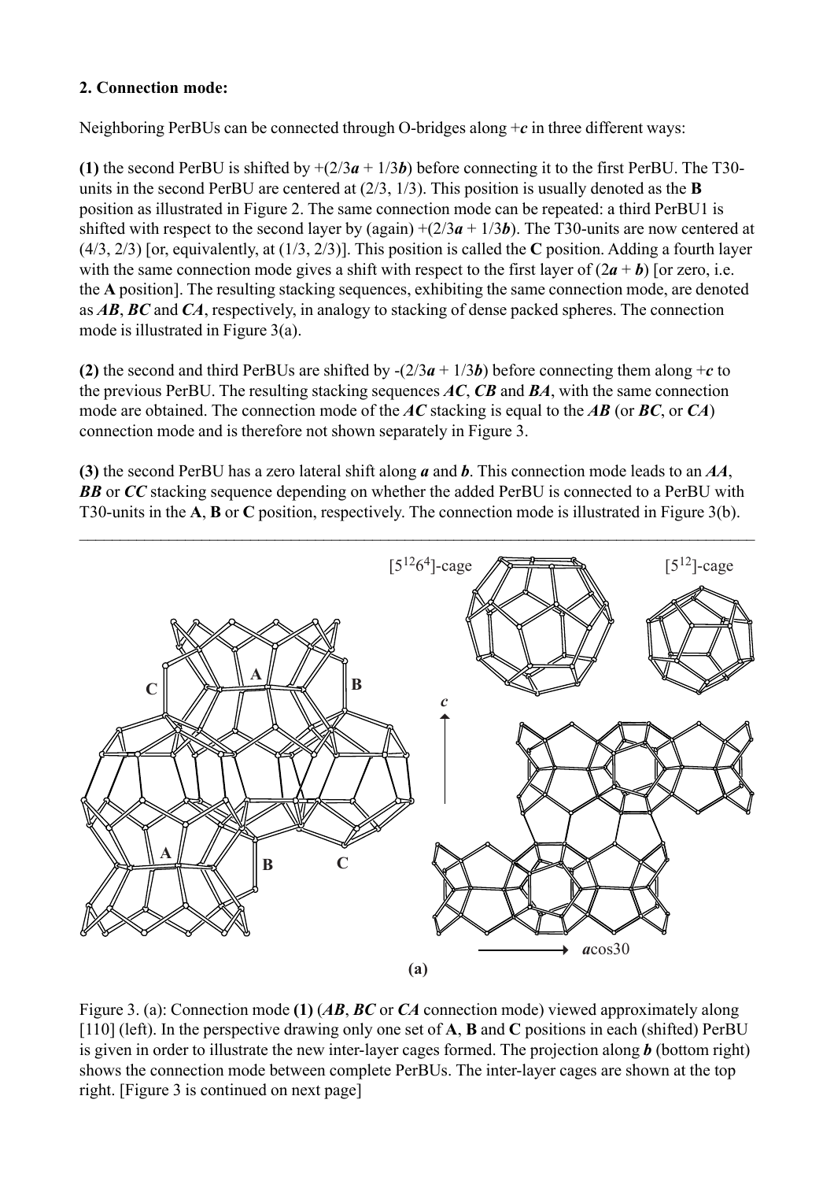## 2. Connection mode:

Neighboring PerBUs can be connected through O-bridges along +***c*** in three different ways:

**(1)** the second PerBU is shifted by +(2/3***a*** + 1/3***b***) before connecting it to the first PerBU. The T30-units in the second PerBU are centered at (2/3, 1/3). This position is usually denoted as the **B** position as illustrated in Figure 2. The same connection mode can be repeated: a third PerBU1 is shifted with respect to the second layer by (again) +(2/3***a*** + 1/3***b***). The T30-units are now centered at (4/3, 2/3) [or, equivalently, at (1/3, 2/3)]. This position is called the **C** position. Adding a fourth layer with the same connection mode gives a shift with respect to the first layer of (2***a*** + ***b***) [or zero, i.e. the **A** position]. The resulting stacking sequences, exhibiting the same connection mode, are denoted as ***AB***, ***BC*** and ***CA***, respectively, in analogy to stacking of dense packed spheres. The connection mode is illustrated in Figure 3(a).

**(2)** the second and third PerBUs are shifted by -(2/3***a*** + 1/3***b***) before connecting them along +***c*** to the previous PerBU. The resulting stacking sequences ***AC***, ***CB*** and ***BA***, with the same connection mode are obtained. The connection mode of the ***AC*** stacking is equal to the ***AB*** (or ***BC***, or ***CA***) connection mode and is therefore not shown separately in Figure 3.

**(3)** the second PerBU has a zero lateral shift along ***a*** and ***b***. This connection mode leads to an ***AA***, ***BB*** or ***CC*** stacking sequence depending on whether the added PerBU is connected to a PerBU with T30-units in the **A**, **B** or **C** position, respectively. The connection mode is illustrated in Figure 3(b).

---

(a)

Figure 3. (a): Connection mode **(1)** (***AB***, ***BC*** or ***CA*** connection mode) viewed approximately along [110] (left). In the perspective drawing only one set of **A**, **B** and **C** positions in each (shifted) PerBU is given in order to illustrate the new inter-layer cages formed. The projection along ***b*** (bottom right) shows the connection mode between complete PerBUs. The inter-layer cages are shown at the top right. [Figure 3 is continued on next page]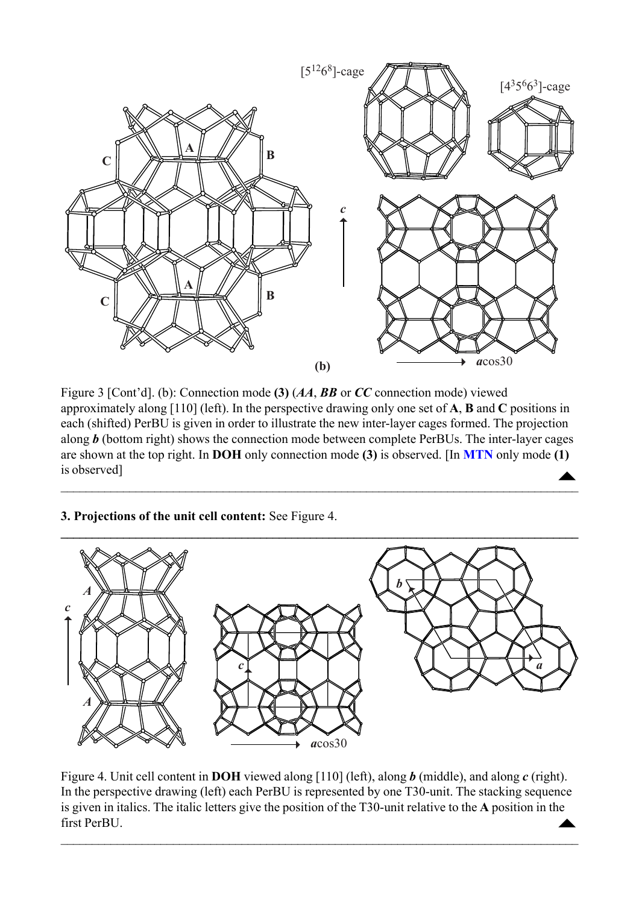Figure 3 [Cont'd]. (b): Connection mode **(3)** (***AA***, ***BB*** or ***CC*** connection mode) viewed approximately along [110] (left). In the perspective drawing only one set of **A**, **B** and **C** positions in each (shifted) PerBU is given in order to illustrate the new inter-layer cages formed. The projection along ***b*** (bottom right) shows the connection mode between complete PerBUs. The inter-layer cages are shown at the top right. In **DOH** only connection mode **(3)** is observed. [In **MTN** only mode **(1)** is observed]

---

**3. Projections of the unit cell content:** See Figure 4.

---

Figure 4. Unit cell content in **DOH** viewed along [110] (left), along ***b*** (middle), and along ***c*** (right). In the perspective drawing (left) each PerBU is represented by one T30-unit. The stacking sequence is given in italics. The italic letters give the position of the T30-unit relative to the **A** position in the first PerBU.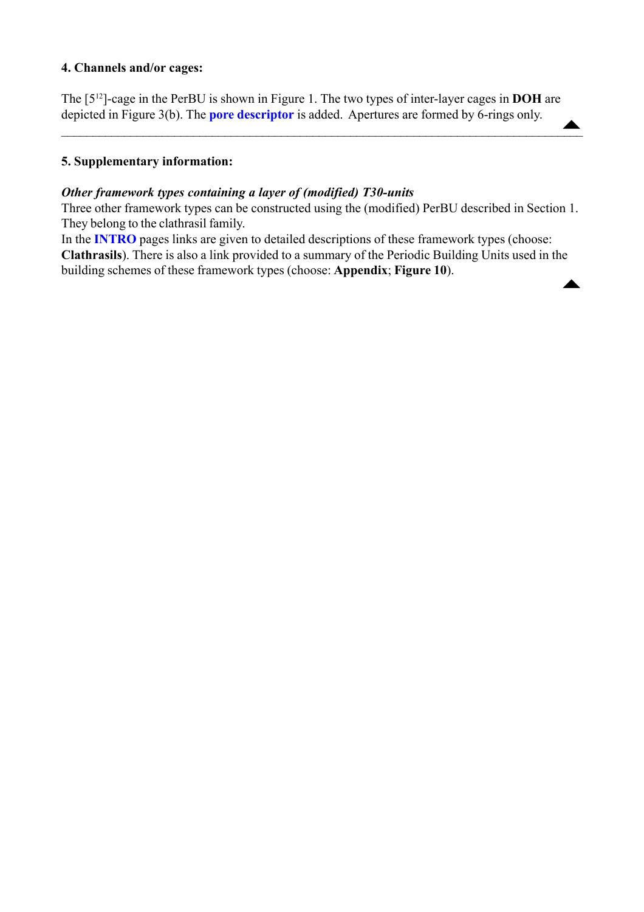**4. Channels and/or cages:**

The [$5^{12}$]-cage in the PerBU is shown in Figure 1. The two types of inter-layer cages in **DOH** are depicted in Figure 3(b). The **pore descriptor** is added. Apertures are formed by 6-rings only.

---

**5. Supplementary information:**

***Other framework types containing a layer of (modified) T30-units***

Three other framework types can be constructed using the (modified) PerBU described in Section 1. They belong to the clathrasil family.

In the **INTRO** pages links are given to detailed descriptions of these framework types (choose: **Clathrasils**). There is also a link provided to a summary of the Periodic Building Units used in the building schemes of these framework types (choose: **Appendix**; **Figure 10**).